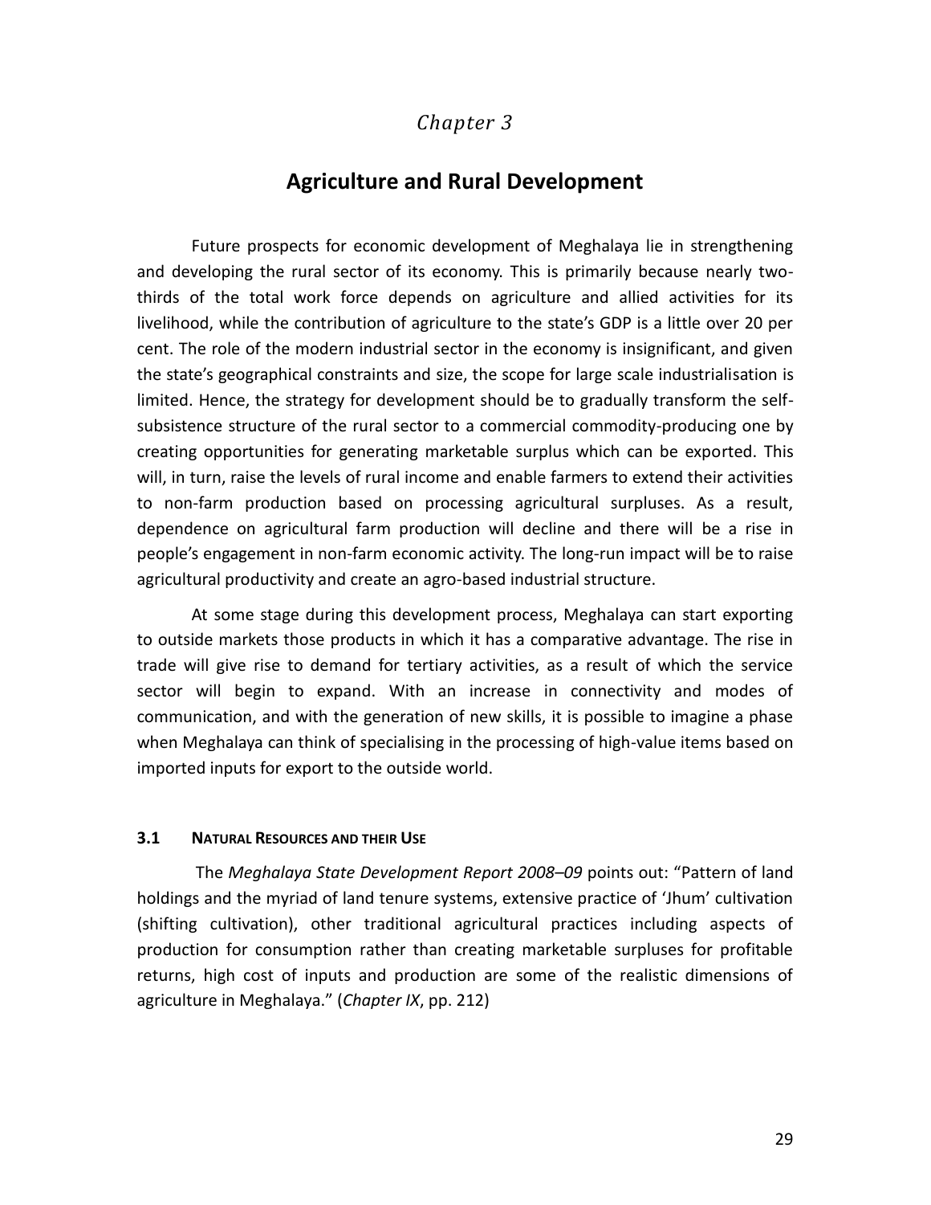*Chapter 3*

# Agriculture and Rural Development

Future prospects for economic development of Meghalaya lie in strengthening and developing the rural sector of its economy. This is primarily because nearly two-thirds of the total work force depends on agriculture and allied activities for its livelihood, while the contribution of agriculture to the state's GDP is a little over 20 per cent. The role of the modern industrial sector in the economy is insignificant, and given the state's geographical constraints and size, the scope for large scale industrialisation is limited. Hence, the strategy for development should be to gradually transform the self-subsistence structure of the rural sector to a commercial commodity-producing one by creating opportunities for generating marketable surplus which can be exported. This will, in turn, raise the levels of rural income and enable farmers to extend their activities to non-farm production based on processing agricultural surpluses. As a result, dependence on agricultural farm production will decline and there will be a rise in people's engagement in non-farm economic activity. The long-run impact will be to raise agricultural productivity and create an agro-based industrial structure.

At some stage during this development process, Meghalaya can start exporting to outside markets those products in which it has a comparative advantage. The rise in trade will give rise to demand for tertiary activities, as a result of which the service sector will begin to expand. With an increase in connectivity and modes of communication, and with the generation of new skills, it is possible to imagine a phase when Meghalaya can think of specialising in the processing of high-value items based on imported inputs for export to the outside world.

### 3.1 NATURAL RESOURCES AND THEIR USE

The *Meghalaya State Development Report 2008–09* points out: "Pattern of land holdings and the myriad of land tenure systems, extensive practice of 'Jhum' cultivation (shifting cultivation), other traditional agricultural practices including aspects of production for consumption rather than creating marketable surpluses for profitable returns, high cost of inputs and production are some of the realistic dimensions of agriculture in Meghalaya." (*Chapter IX*, pp. 212)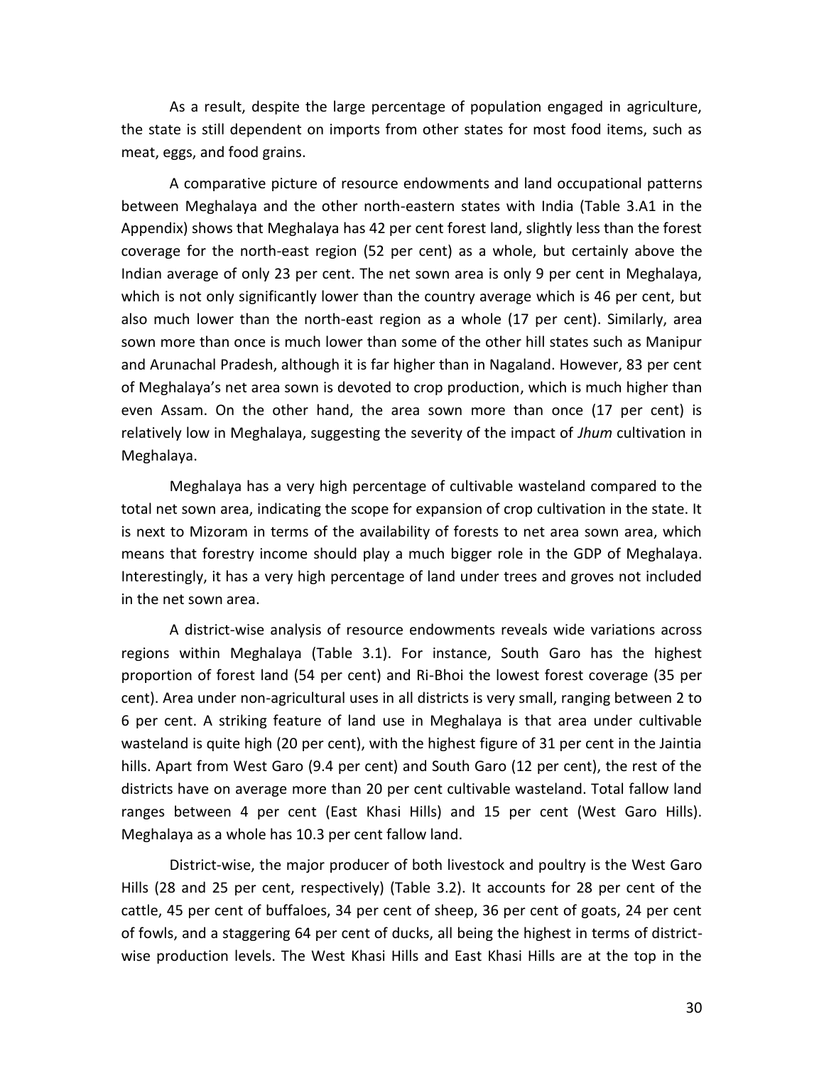As a result, despite the large percentage of population engaged in agriculture, the state is still dependent on imports from other states for most food items, such as meat, eggs, and food grains.

A comparative picture of resource endowments and land occupational patterns between Meghalaya and the other north-eastern states with India (Table 3.A1 in the Appendix) shows that Meghalaya has 42 per cent forest land, slightly less than the forest coverage for the north-east region (52 per cent) as a whole, but certainly above the Indian average of only 23 per cent. The net sown area is only 9 per cent in Meghalaya, which is not only significantly lower than the country average which is 46 per cent, but also much lower than the north-east region as a whole (17 per cent). Similarly, area sown more than once is much lower than some of the other hill states such as Manipur and Arunachal Pradesh, although it is far higher than in Nagaland. However, 83 per cent of Meghalaya's net area sown is devoted to crop production, which is much higher than even Assam. On the other hand, the area sown more than once (17 per cent) is relatively low in Meghalaya, suggesting the severity of the impact of *Jhum* cultivation in Meghalaya.

Meghalaya has a very high percentage of cultivable wasteland compared to the total net sown area, indicating the scope for expansion of crop cultivation in the state. It is next to Mizoram in terms of the availability of forests to net area sown area, which means that forestry income should play a much bigger role in the GDP of Meghalaya. Interestingly, it has a very high percentage of land under trees and groves not included in the net sown area.

A district-wise analysis of resource endowments reveals wide variations across regions within Meghalaya (Table 3.1). For instance, South Garo has the highest proportion of forest land (54 per cent) and Ri-Bhoi the lowest forest coverage (35 per cent). Area under non-agricultural uses in all districts is very small, ranging between 2 to 6 per cent. A striking feature of land use in Meghalaya is that area under cultivable wasteland is quite high (20 per cent), with the highest figure of 31 per cent in the Jaintia hills. Apart from West Garo (9.4 per cent) and South Garo (12 per cent), the rest of the districts have on average more than 20 per cent cultivable wasteland. Total fallow land ranges between 4 per cent (East Khasi Hills) and 15 per cent (West Garo Hills). Meghalaya as a whole has 10.3 per cent fallow land.

District-wise, the major producer of both livestock and poultry is the West Garo Hills (28 and 25 per cent, respectively) (Table 3.2). It accounts for 28 per cent of the cattle, 45 per cent of buffaloes, 34 per cent of sheep, 36 per cent of goats, 24 per cent of fowls, and a staggering 64 per cent of ducks, all being the highest in terms of district-wise production levels. The West Khasi Hills and East Khasi Hills are at the top in the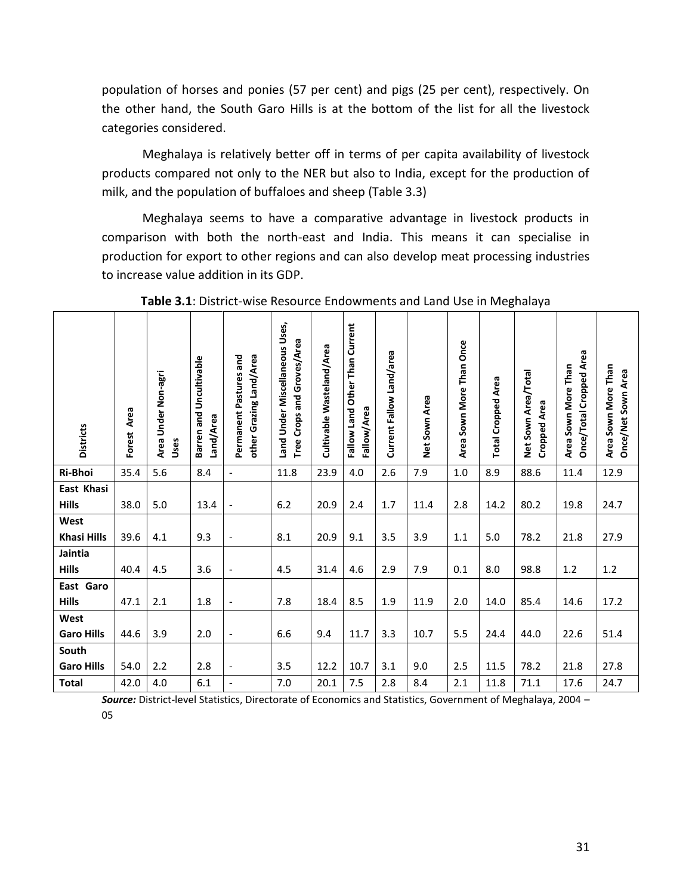population of horses and ponies (57 per cent) and pigs (25 per cent), respectively. On the other hand, the South Garo Hills is at the bottom of the list for all the livestock categories considered.

Meghalaya is relatively better off in terms of per capita availability of livestock products compared not only to the NER but also to India, except for the production of milk, and the population of buffaloes and sheep (Table 3.3)

Meghalaya seems to have a comparative advantage in livestock products in comparison with both the north-east and India. This means it can specialise in production for export to other regions and can also develop meat processing industries to increase value addition in its GDP.

**Table 3.1**: District-wise Resource Endowments and Land Use in Meghalaya

| Districts | Forest Area | Area Under Non-agri Uses | Barren and Uncultivable Land/Area | Permanent Pastures and other Grazing Land/Area | Land Under Miscellaneous Uses, Tree Crops and Groves/Area | Cultivable Wasteland/Area | Fallow Land Other Than Current Fallow/Area | Current Fallow Land/area | Net Sown Area | Area Sown More Than Once | Total Cropped Area | Net Sown Area/Total Cropped Area | Area Sown More Than Once/Total Cropped Area | Area Sown More Than Once/Net Sown Area |
|---|---|---|---|---|---|---|---|---|---|---|---|---|---|---|
| **Ri-Bhoi** | 35.4 | 5.6 | 8.4 | - | 11.8 | 23.9 | 4.0 | 2.6 | 7.9 | 1.0 | 8.9 | 88.6 | 11.4 | 12.9 |
| **East Khasi Hills** | 38.0 | 5.0 | 13.4 | - | 6.2 | 20.9 | 2.4 | 1.7 | 11.4 | 2.8 | 14.2 | 80.2 | 19.8 | 24.7 |
| **West Khasi Hills** | 39.6 | 4.1 | 9.3 | - | 8.1 | 20.9 | 9.1 | 3.5 | 3.9 | 1.1 | 5.0 | 78.2 | 21.8 | 27.9 |
| **Jaintia Hills** | 40.4 | 4.5 | 3.6 | - | 4.5 | 31.4 | 4.6 | 2.9 | 7.9 | 0.1 | 8.0 | 98.8 | 1.2 | 1.2 |
| **East Garo Hills** | 47.1 | 2.1 | 1.8 | - | 7.8 | 18.4 | 8.5 | 1.9 | 11.9 | 2.0 | 14.0 | 85.4 | 14.6 | 17.2 |
| **West Garo Hills** | 44.6 | 3.9 | 2.0 | - | 6.6 | 9.4 | 11.7 | 3.3 | 10.7 | 5.5 | 24.4 | 44.0 | 22.6 | 51.4 |
| **South Garo Hills** | 54.0 | 2.2 | 2.8 | - | 3.5 | 12.2 | 10.7 | 3.1 | 9.0 | 2.5 | 11.5 | 78.2 | 21.8 | 27.8 |
| **Total** | 42.0 | 4.0 | 6.1 | - | 7.0 | 20.1 | 7.5 | 2.8 | 8.4 | 2.1 | 11.8 | 71.1 | 17.6 | 24.7 |

***Source:*** District-level Statistics, Directorate of Economics and Statistics, Government of Meghalaya, 2004 – 05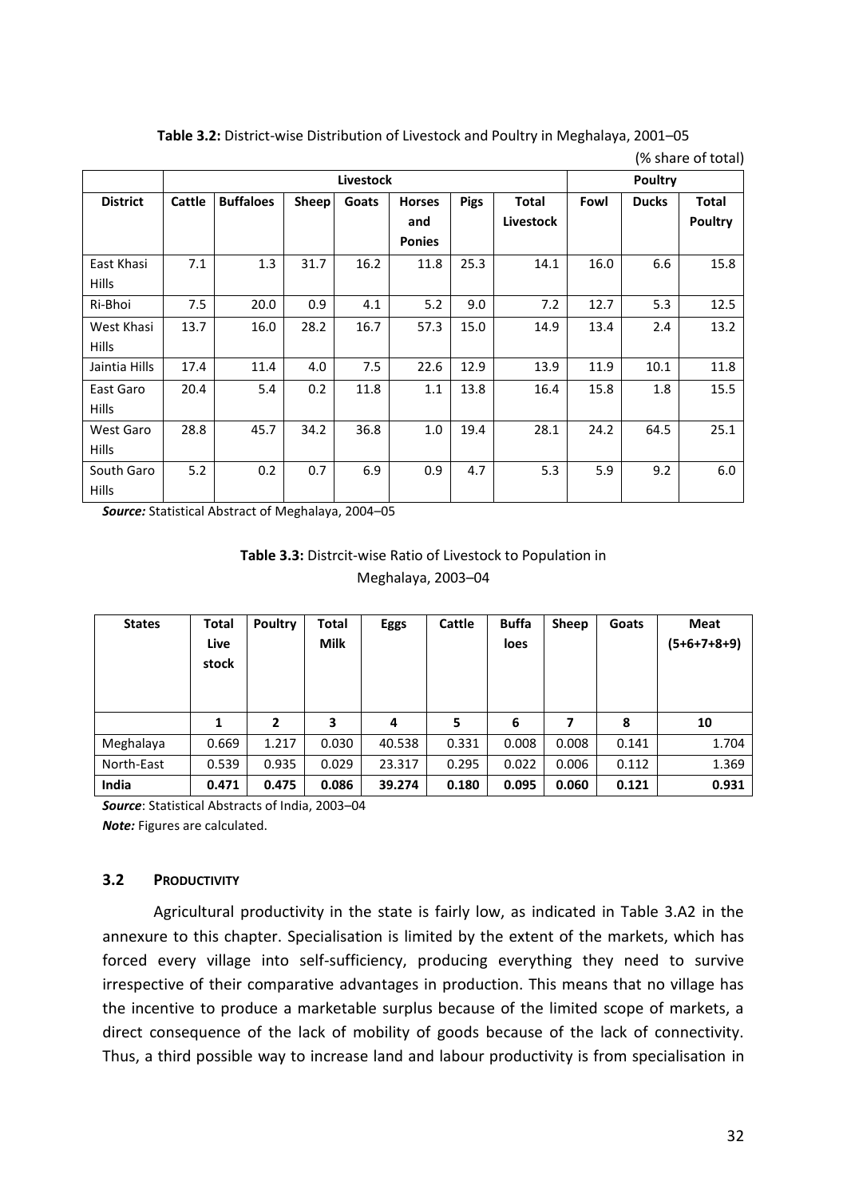**Table 3.2:** District-wise Distribution of Livestock and Poultry in Meghalaya, 2001–05

(% share of total)

| | Livestock | | | | | | | Poultry | | |
|---|---|---|---|---|---|---|---|---|---|---|
| **District** | **Cattle** | **Buffaloes** | **Sheep** | **Goats** | **Horses and Ponies** | **Pigs** | **Total Livestock** | **Fowl** | **Ducks** | **Total Poultry** |
| East Khasi Hills | 7.1 | 1.3 | 31.7 | 16.2 | 11.8 | 25.3 | 14.1 | 16.0 | 6.6 | 15.8 |
| Ri-Bhoi | 7.5 | 20.0 | 0.9 | 4.1 | 5.2 | 9.0 | 7.2 | 12.7 | 5.3 | 12.5 |
| West Khasi Hills | 13.7 | 16.0 | 28.2 | 16.7 | 57.3 | 15.0 | 14.9 | 13.4 | 2.4 | 13.2 |
| Jaintia Hills | 17.4 | 11.4 | 4.0 | 7.5 | 22.6 | 12.9 | 13.9 | 11.9 | 10.1 | 11.8 |
| East Garo Hills | 20.4 | 5.4 | 0.2 | 11.8 | 1.1 | 13.8 | 16.4 | 15.8 | 1.8 | 15.5 |
| West Garo Hills | 28.8 | 45.7 | 34.2 | 36.8 | 1.0 | 19.4 | 28.1 | 24.2 | 64.5 | 25.1 |
| South Garo Hills | 5.2 | 0.2 | 0.7 | 6.9 | 0.9 | 4.7 | 5.3 | 5.9 | 9.2 | 6.0 |

***Source:*** Statistical Abstract of Meghalaya, 2004–05

**Table 3.3:** Distrcit-wise Ratio of Livestock to Population in Meghalaya, 2003–04

| **States** | **Total Live stock** | **Poultry** | **Total Milk** | **Eggs** | **Cattle** | **Buffa loes** | **Sheep** | **Goats** | **Meat (5+6+7+8+9)** |
|---|---|---|---|---|---|---|---|---|---|
| | **1** | **2** | **3** | **4** | **5** | **6** | **7** | **8** | **10** |
| Meghalaya | 0.669 | 1.217 | 0.030 | 40.538 | 0.331 | 0.008 | 0.008 | 0.141 | 1.704 |
| North-East | 0.539 | 0.935 | 0.029 | 23.317 | 0.295 | 0.022 | 0.006 | 0.112 | 1.369 |
| **India** | **0.471** | **0.475** | **0.086** | **39.274** | **0.180** | **0.095** | **0.060** | **0.121** | **0.931** |

***Source***: Statistical Abstracts of India, 2003–04

***Note:*** Figures are calculated.

### 3.2 PRODUCTIVITY

Agricultural productivity in the state is fairly low, as indicated in Table 3.A2 in the annexure to this chapter. Specialisation is limited by the extent of the markets, which has forced every village into self-sufficiency, producing everything they need to survive irrespective of their comparative advantages in production. This means that no village has the incentive to produce a marketable surplus because of the limited scope of markets, a direct consequence of the lack of mobility of goods because of the lack of connectivity. Thus, a third possible way to increase land and labour productivity is from specialisation in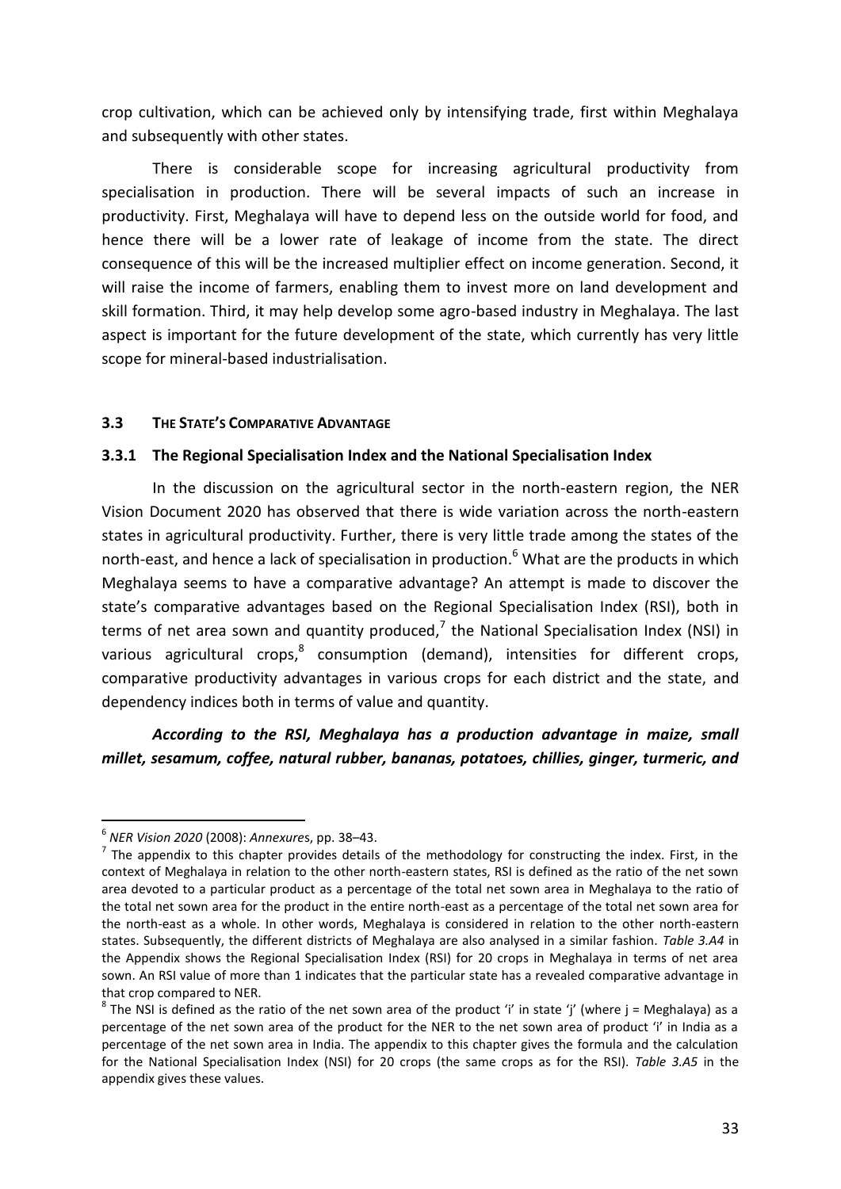crop cultivation, which can be achieved only by intensifying trade, first within Meghalaya and subsequently with other states.

There is considerable scope for increasing agricultural productivity from specialisation in production. There will be several impacts of such an increase in productivity. First, Meghalaya will have to depend less on the outside world for food, and hence there will be a lower rate of leakage of income from the state. The direct consequence of this will be the increased multiplier effect on income generation. Second, it will raise the income of farmers, enabling them to invest more on land development and skill formation. Third, it may help develop some agro-based industry in Meghalaya. The last aspect is important for the future development of the state, which currently has very little scope for mineral-based industrialisation.

### 3.3 The State's Comparative Advantage

#### 3.3.1 The Regional Specialisation Index and the National Specialisation Index

In the discussion on the agricultural sector in the north-eastern region, the NER Vision Document 2020 has observed that there is wide variation across the north-eastern states in agricultural productivity. Further, there is very little trade among the states of the north-east, and hence a lack of specialisation in production.[6] What are the products in which Meghalaya seems to have a comparative advantage? An attempt is made to discover the state's comparative advantages based on the Regional Specialisation Index (RSI), both in terms of net area sown and quantity produced,[7] the National Specialisation Index (NSI) in various agricultural crops,[8] consumption (demand), intensities for different crops, comparative productivity advantages in various crops for each district and the state, and dependency indices both in terms of value and quantity.

***According to the RSI, Meghalaya has a production advantage in maize, small millet, sesamum, coffee, natural rubber, bananas, potatoes, chillies, ginger, turmeric, and***

---

[6] *NER Vision 2020* (2008): *Annexures*, pp. 38–43.

[7] The appendix to this chapter provides details of the methodology for constructing the index. First, in the context of Meghalaya in relation to the other north-eastern states, RSI is defined as the ratio of the net sown area devoted to a particular product as a percentage of the total net sown area in Meghalaya to the ratio of the total net sown area for the product in the entire north-east as a percentage of the total net sown area for the north-east as a whole. In other words, Meghalaya is considered in relation to the other north-eastern states. Subsequently, the different districts of Meghalaya are also analysed in a similar fashion. *Table 3.A4* in the Appendix shows the Regional Specialisation Index (RSI) for 20 crops in Meghalaya in terms of net area sown. An RSI value of more than 1 indicates that the particular state has a revealed comparative advantage in that crop compared to NER.

[8] The NSI is defined as the ratio of the net sown area of the product 'i' in state 'j' (where j = Meghalaya) as a percentage of the net sown area of the product for the NER to the net sown area of product 'i' in India as a percentage of the net sown area in India. The appendix to this chapter gives the formula and the calculation for the National Specialisation Index (NSI) for 20 crops (the same crops as for the RSI). *Table 3.A5* in the appendix gives these values.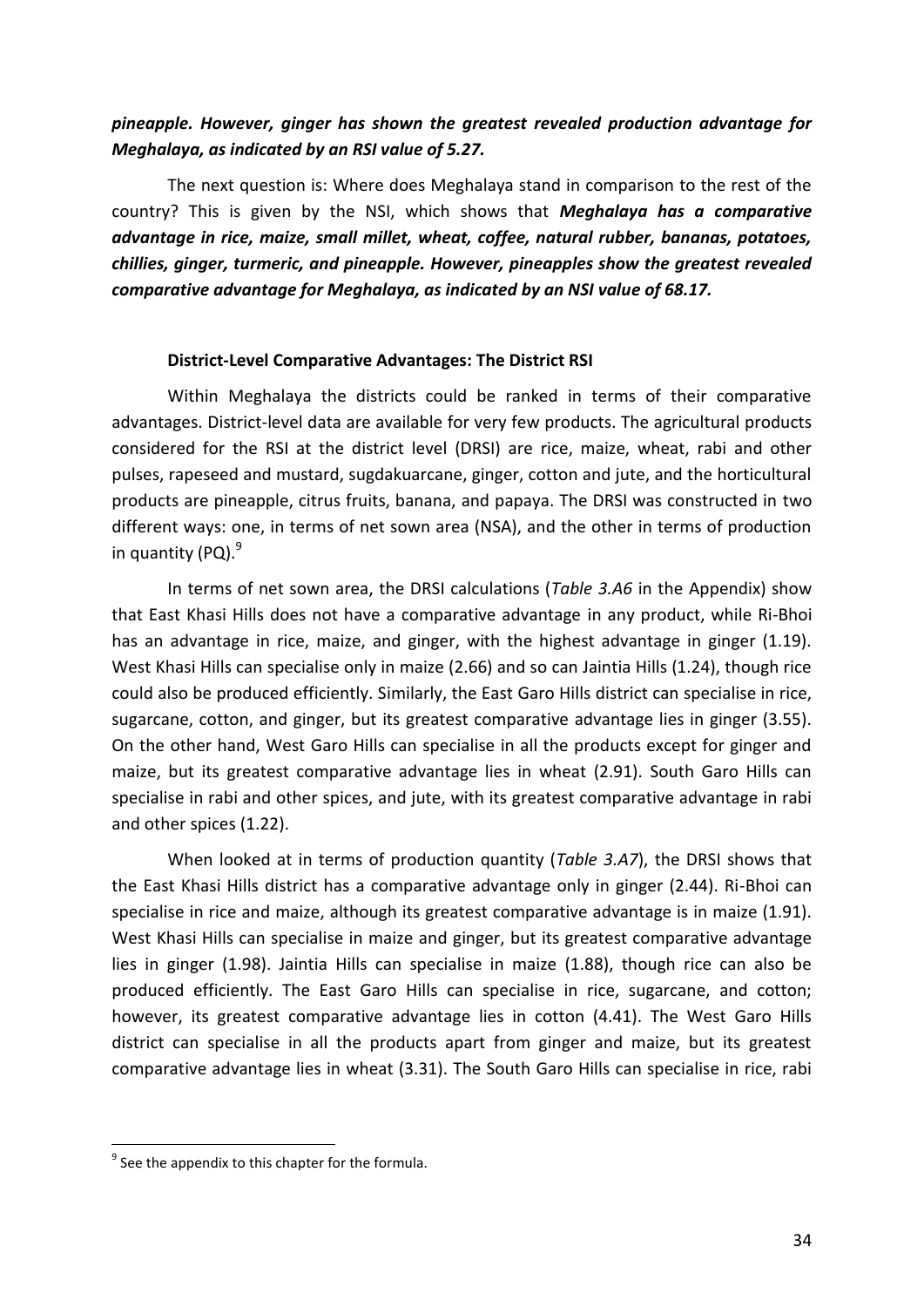***pineapple. However, ginger has shown the greatest revealed production advantage for Meghalaya, as indicated by an RSI value of 5.27.***

The next question is: Where does Meghalaya stand in comparison to the rest of the country? This is given by the NSI, which shows that ***Meghalaya has a comparative advantage in rice, maize, small millet, wheat, coffee, natural rubber, bananas, potatoes, chillies, ginger, turmeric, and pineapple. However, pineapples show the greatest revealed comparative advantage for Meghalaya, as indicated by an NSI value of 68.17.***

**District-Level Comparative Advantages: The District RSI**

Within Meghalaya the districts could be ranked in terms of their comparative advantages. District-level data are available for very few products. The agricultural products considered for the RSI at the district level (DRSI) are rice, maize, wheat, rabi and other pulses, rapeseed and mustard, sugdakuarcane, ginger, cotton and jute, and the horticultural products are pineapple, citrus fruits, banana, and papaya. The DRSI was constructed in two different ways: one, in terms of net sown area (NSA), and the other in terms of production in quantity (PQ).[9]

In terms of net sown area, the DRSI calculations (*Table 3.A6* in the Appendix) show that East Khasi Hills does not have a comparative advantage in any product, while Ri-Bhoi has an advantage in rice, maize, and ginger, with the highest advantage in ginger (1.19). West Khasi Hills can specialise only in maize (2.66) and so can Jaintia Hills (1.24), though rice could also be produced efficiently. Similarly, the East Garo Hills district can specialise in rice, sugarcane, cotton, and ginger, but its greatest comparative advantage lies in ginger (3.55). On the other hand, West Garo Hills can specialise in all the products except for ginger and maize, but its greatest comparative advantage lies in wheat (2.91). South Garo Hills can specialise in rabi and other spices, and jute, with its greatest comparative advantage in rabi and other spices (1.22).

When looked at in terms of production quantity (*Table 3.A7*), the DRSI shows that the East Khasi Hills district has a comparative advantage only in ginger (2.44). Ri-Bhoi can specialise in rice and maize, although its greatest comparative advantage is in maize (1.91). West Khasi Hills can specialise in maize and ginger, but its greatest comparative advantage lies in ginger (1.98). Jaintia Hills can specialise in maize (1.88), though rice can also be produced efficiently. The East Garo Hills can specialise in rice, sugarcane, and cotton; however, its greatest comparative advantage lies in cotton (4.41). The West Garo Hills district can specialise in all the products apart from ginger and maize, but its greatest comparative advantage lies in wheat (3.31). The South Garo Hills can specialise in rice, rabi

[9] See the appendix to this chapter for the formula.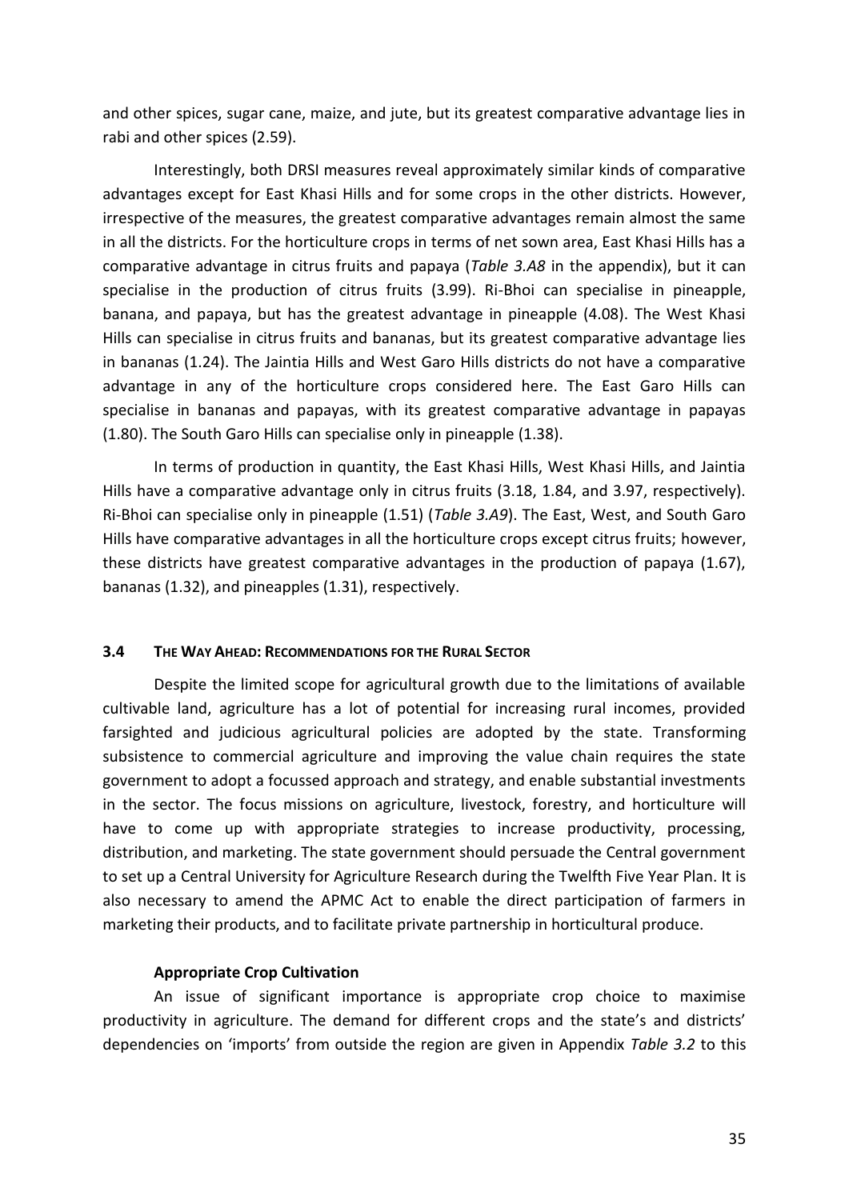and other spices, sugar cane, maize, and jute, but its greatest comparative advantage lies in rabi and other spices (2.59).

Interestingly, both DRSI measures reveal approximately similar kinds of comparative advantages except for East Khasi Hills and for some crops in the other districts. However, irrespective of the measures, the greatest comparative advantages remain almost the same in all the districts. For the horticulture crops in terms of net sown area, East Khasi Hills has a comparative advantage in citrus fruits and papaya (*Table 3.A8* in the appendix), but it can specialise in the production of citrus fruits (3.99). Ri-Bhoi can specialise in pineapple, banana, and papaya, but has the greatest advantage in pineapple (4.08). The West Khasi Hills can specialise in citrus fruits and bananas, but its greatest comparative advantage lies in bananas (1.24). The Jaintia Hills and West Garo Hills districts do not have a comparative advantage in any of the horticulture crops considered here. The East Garo Hills can specialise in bananas and papayas, with its greatest comparative advantage in papayas (1.80). The South Garo Hills can specialise only in pineapple (1.38).

In terms of production in quantity, the East Khasi Hills, West Khasi Hills, and Jaintia Hills have a comparative advantage only in citrus fruits (3.18, 1.84, and 3.97, respectively). Ri-Bhoi can specialise only in pineapple (1.51) (*Table 3.A9*). The East, West, and South Garo Hills have comparative advantages in all the horticulture crops except citrus fruits; however, these districts have greatest comparative advantages in the production of papaya (1.67), bananas (1.32), and pineapples (1.31), respectively.

### 3.4 THE WAY AHEAD: RECOMMENDATIONS FOR THE RURAL SECTOR

Despite the limited scope for agricultural growth due to the limitations of available cultivable land, agriculture has a lot of potential for increasing rural incomes, provided farsighted and judicious agricultural policies are adopted by the state. Transforming subsistence to commercial agriculture and improving the value chain requires the state government to adopt a focussed approach and strategy, and enable substantial investments in the sector. The focus missions on agriculture, livestock, forestry, and horticulture will have to come up with appropriate strategies to increase productivity, processing, distribution, and marketing. The state government should persuade the Central government to set up a Central University for Agriculture Research during the Twelfth Five Year Plan. It is also necessary to amend the APMC Act to enable the direct participation of farmers in marketing their products, and to facilitate private partnership in horticultural produce.

**Appropriate Crop Cultivation**

An issue of significant importance is appropriate crop choice to maximise productivity in agriculture. The demand for different crops and the state's and districts' dependencies on 'imports' from outside the region are given in Appendix *Table 3.2* to this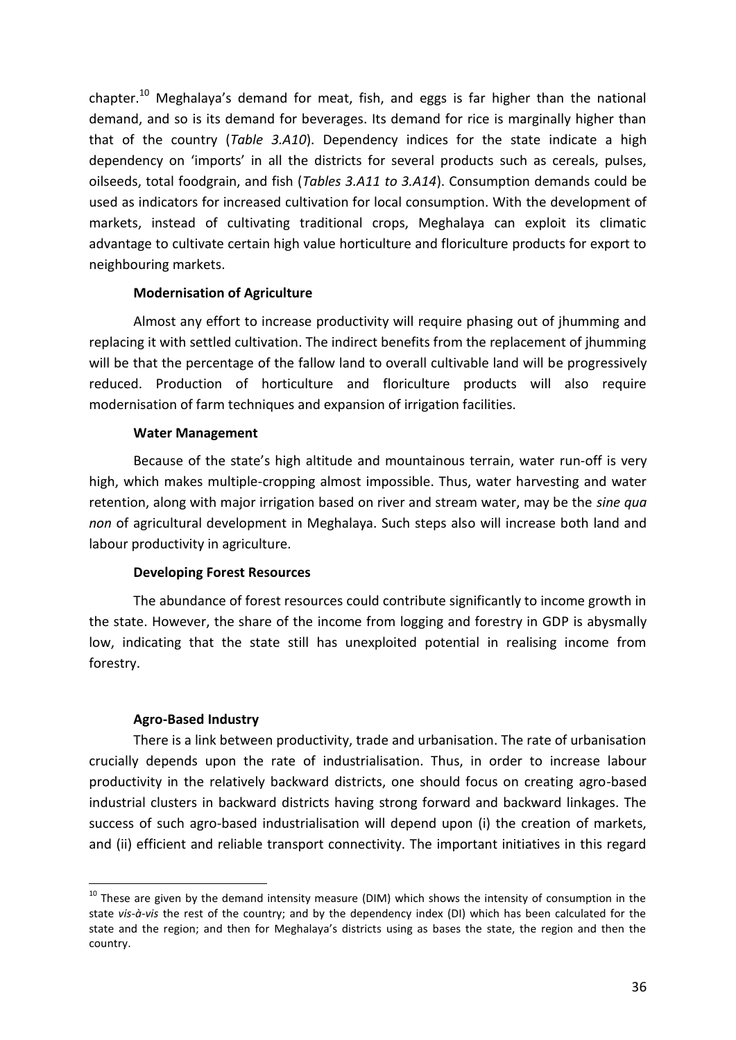chapter.[10] Meghalaya's demand for meat, fish, and eggs is far higher than the national demand, and so is its demand for beverages. Its demand for rice is marginally higher than that of the country (*Table 3.A10*). Dependency indices for the state indicate a high dependency on 'imports' in all the districts for several products such as cereals, pulses, oilseeds, total foodgrain, and fish (*Tables 3.A11 to 3.A14*). Consumption demands could be used as indicators for increased cultivation for local consumption. With the development of markets, instead of cultivating traditional crops, Meghalaya can exploit its climatic advantage to cultivate certain high value horticulture and floriculture products for export to neighbouring markets.

**Modernisation of Agriculture**

Almost any effort to increase productivity will require phasing out of jhumming and replacing it with settled cultivation. The indirect benefits from the replacement of jhumming will be that the percentage of the fallow land to overall cultivable land will be progressively reduced. Production of horticulture and floriculture products will also require modernisation of farm techniques and expansion of irrigation facilities.

**Water Management**

Because of the state's high altitude and mountainous terrain, water run-off is very high, which makes multiple-cropping almost impossible. Thus, water harvesting and water retention, along with major irrigation based on river and stream water, may be the *sine qua non* of agricultural development in Meghalaya. Such steps also will increase both land and labour productivity in agriculture.

**Developing Forest Resources**

The abundance of forest resources could contribute significantly to income growth in the state. However, the share of the income from logging and forestry in GDP is abysmally low, indicating that the state still has unexploited potential in realising income from forestry.

**Agro-Based Industry**

There is a link between productivity, trade and urbanisation. The rate of urbanisation crucially depends upon the rate of industrialisation. Thus, in order to increase labour productivity in the relatively backward districts, one should focus on creating agro-based industrial clusters in backward districts having strong forward and backward linkages. The success of such agro-based industrialisation will depend upon (i) the creation of markets, and (ii) efficient and reliable transport connectivity. The important initiatives in this regard

---

[10] These are given by the demand intensity measure (DIM) which shows the intensity of consumption in the state *vis-à-vis* the rest of the country; and by the dependency index (DI) which has been calculated for the state and the region; and then for Meghalaya's districts using as bases the state, the region and then the country.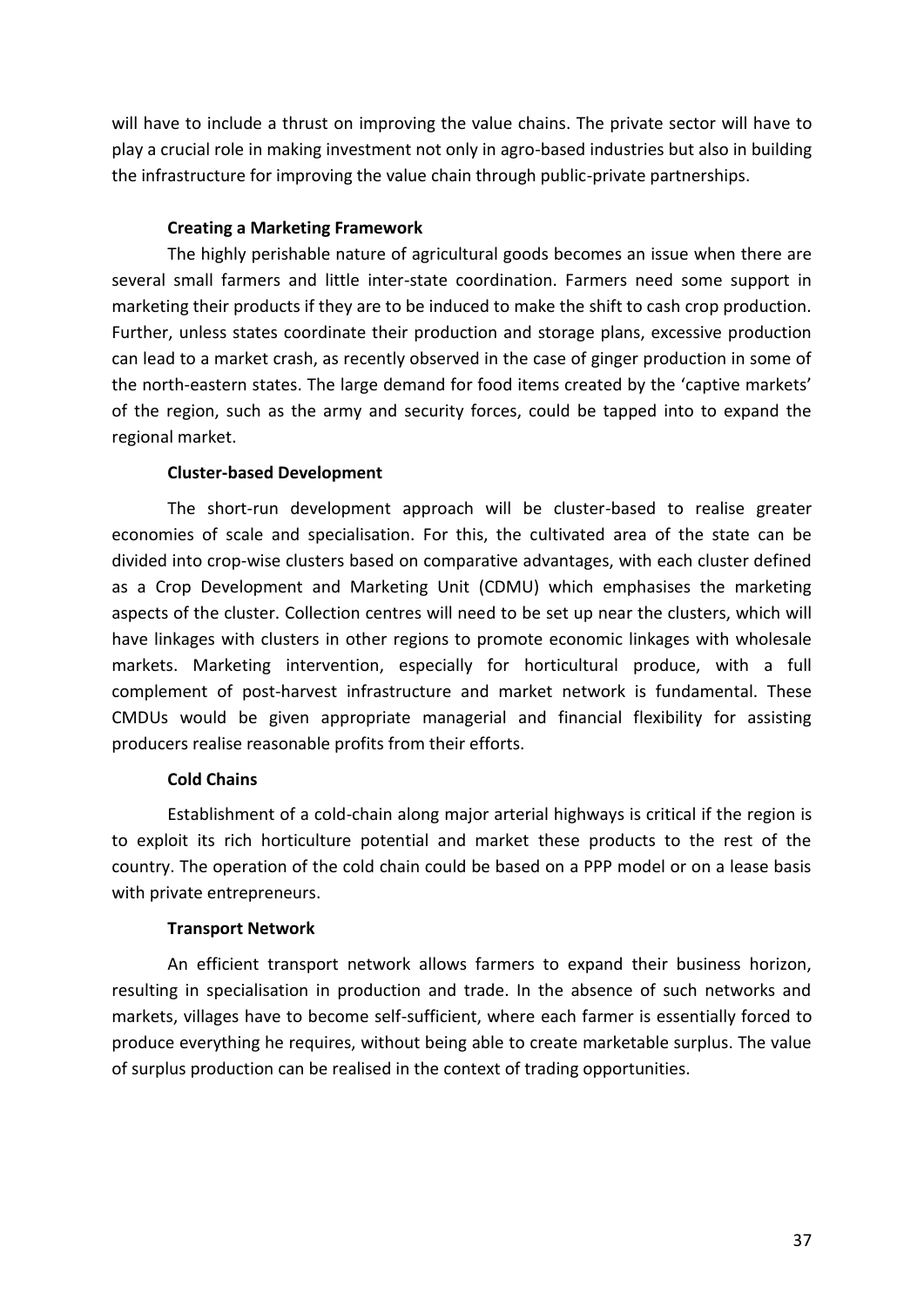will have to include a thrust on improving the value chains. The private sector will have to play a crucial role in making investment not only in agro-based industries but also in building the infrastructure for improving the value chain through public-private partnerships.

**Creating a Marketing Framework**

The highly perishable nature of agricultural goods becomes an issue when there are several small farmers and little inter-state coordination. Farmers need some support in marketing their products if they are to be induced to make the shift to cash crop production. Further, unless states coordinate their production and storage plans, excessive production can lead to a market crash, as recently observed in the case of ginger production in some of the north-eastern states. The large demand for food items created by the 'captive markets' of the region, such as the army and security forces, could be tapped into to expand the regional market.

**Cluster-based Development**

The short-run development approach will be cluster-based to realise greater economies of scale and specialisation. For this, the cultivated area of the state can be divided into crop-wise clusters based on comparative advantages, with each cluster defined as a Crop Development and Marketing Unit (CDMU) which emphasises the marketing aspects of the cluster. Collection centres will need to be set up near the clusters, which will have linkages with clusters in other regions to promote economic linkages with wholesale markets. Marketing intervention, especially for horticultural produce, with a full complement of post-harvest infrastructure and market network is fundamental. These CMDUs would be given appropriate managerial and financial flexibility for assisting producers realise reasonable profits from their efforts.

**Cold Chains**

Establishment of a cold-chain along major arterial highways is critical if the region is to exploit its rich horticulture potential and market these products to the rest of the country. The operation of the cold chain could be based on a PPP model or on a lease basis with private entrepreneurs.

**Transport Network**

An efficient transport network allows farmers to expand their business horizon, resulting in specialisation in production and trade. In the absence of such networks and markets, villages have to become self-sufficient, where each farmer is essentially forced to produce everything he requires, without being able to create marketable surplus. The value of surplus production can be realised in the context of trading opportunities.